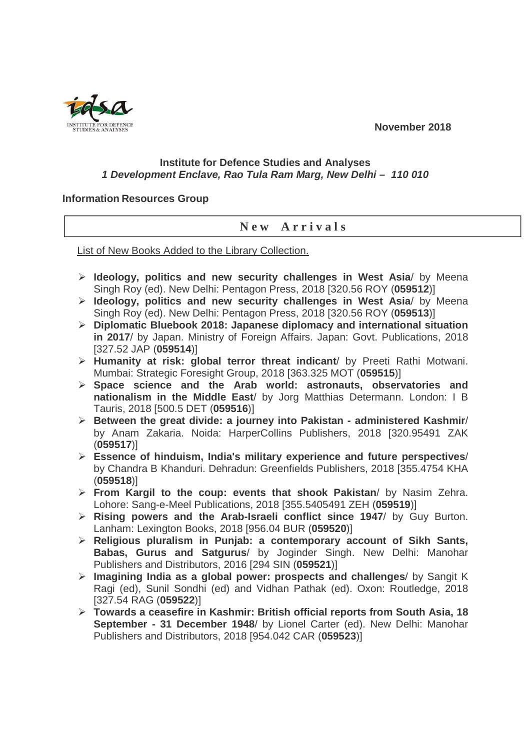November 2018

**Institute for Defence Studies and Analyses**
***1 Development Enclave, Rao Tula Ram Marg, New Delhi – 110 010***

**Information Resources Group**

## New Arrivals

List of New Books Added to the Library Collection.

- **Ideology, politics and new security challenges in West Asia**/ by Meena Singh Roy (ed). New Delhi: Pentagon Press, 2018 [320.56 ROY (**059512**)]
- **Ideology, politics and new security challenges in West Asia**/ by Meena Singh Roy (ed). New Delhi: Pentagon Press, 2018 [320.56 ROY (**059513**)]
- **Diplomatic Bluebook 2018: Japanese diplomacy and international situation in 2017**/ by Japan. Ministry of Foreign Affairs. Japan: Govt. Publications, 2018 [327.52 JAP (**059514**)]
- **Humanity at risk: global terror threat indicant**/ by Preeti Rathi Motwani. Mumbai: Strategic Foresight Group, 2018 [363.325 MOT (**059515**)]
- **Space science and the Arab world: astronauts, observatories and nationalism in the Middle East**/ by Jorg Matthias Determann. London: I B Tauris, 2018 [500.5 DET (**059516**)]
- **Between the great divide: a journey into Pakistan - administered Kashmir**/ by Anam Zakaria. Noida: HarperCollins Publishers, 2018 [320.95491 ZAK (**059517**)]
- **Essence of hinduism, India's military experience and future perspectives**/ by Chandra B Khanduri. Dehradun: Greenfields Publishers, 2018 [355.4754 KHA (**059518**)]
- **From Kargil to the coup: events that shook Pakistan**/ by Nasim Zehra. Lohore: Sang-e-Meel Publications, 2018 [355.5405491 ZEH (**059519**)]
- **Rising powers and the Arab-Israeli conflict since 1947**/ by Guy Burton. Lanham: Lexington Books, 2018 [956.04 BUR (**059520**)]
- **Religious pluralism in Punjab: a contemporary account of Sikh Sants, Babas, Gurus and Satgurus**/ by Joginder Singh. New Delhi: Manohar Publishers and Distributors, 2016 [294 SIN (**059521**)]
- **Imagining India as a global power: prospects and challenges**/ by Sangit K Ragi (ed), Sunil Sondhi (ed) and Vidhan Pathak (ed). Oxon: Routledge, 2018 [327.54 RAG (**059522**)]
- **Towards a ceasefire in Kashmir: British official reports from South Asia, 18 September - 31 December 1948**/ by Lionel Carter (ed). New Delhi: Manohar Publishers and Distributors, 2018 [954.042 CAR (**059523**)]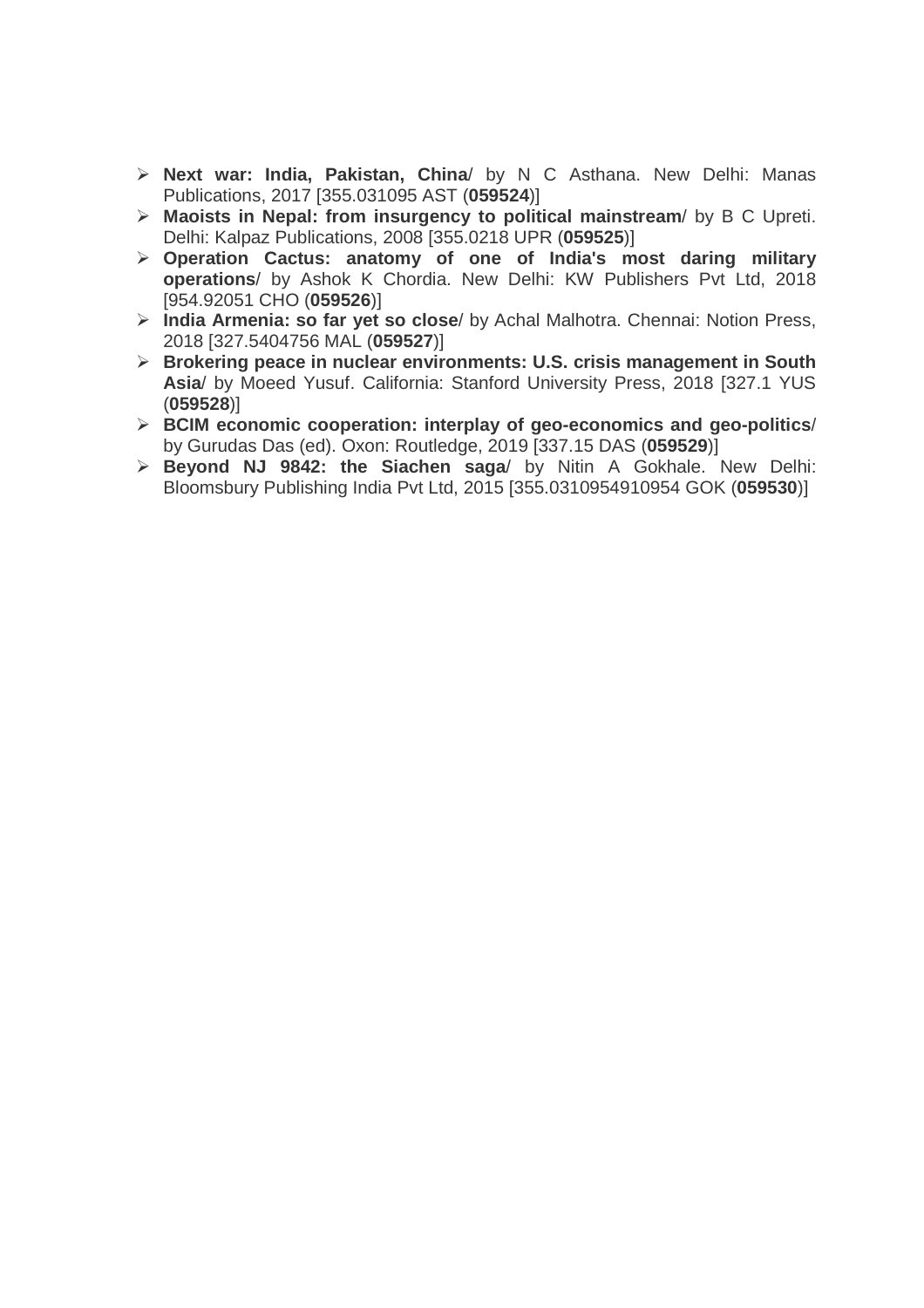- **Next war: India, Pakistan, China**/ by N C Asthana. New Delhi: Manas Publications, 2017 [355.031095 AST (**059524**)]
- **Maoists in Nepal: from insurgency to political mainstream**/ by B C Upreti. Delhi: Kalpaz Publications, 2008 [355.0218 UPR (**059525**)]
- **Operation Cactus: anatomy of one of India's most daring military operations**/ by Ashok K Chordia. New Delhi: KW Publishers Pvt Ltd, 2018 [954.92051 CHO (**059526**)]
- **India Armenia: so far yet so close**/ by Achal Malhotra. Chennai: Notion Press, 2018 [327.5404756 MAL (**059527**)]
- **Brokering peace in nuclear environments: U.S. crisis management in South Asia**/ by Moeed Yusuf. California: Stanford University Press, 2018 [327.1 YUS (**059528**)]
- **BCIM economic cooperation: interplay of geo-economics and geo-politics**/ by Gurudas Das (ed). Oxon: Routledge, 2019 [337.15 DAS (**059529**)]
- **Beyond NJ 9842: the Siachen saga**/ by Nitin A Gokhale. New Delhi: Bloomsbury Publishing India Pvt Ltd, 2015 [355.0310954910954 GOK (**059530**)]